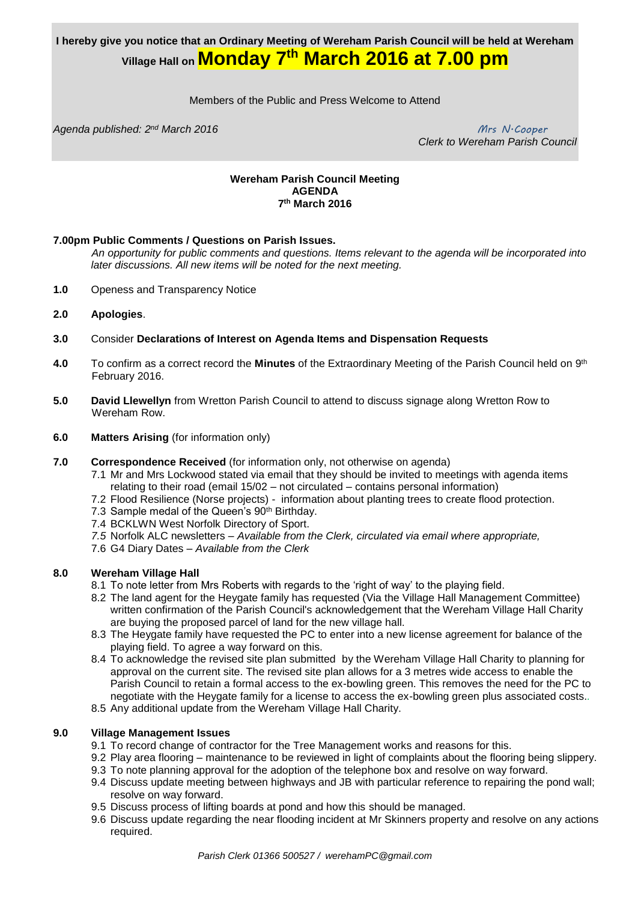**I hereby give you notice that an Ordinary Meeting of Wereham Parish Council will be held at Wereham Village Hall on Monday 7th March 2016 at 7.00 pm**

Members of the Public and Press Welcome to Attend

*Agenda published: 2nd March 2016*

*Mrs N.Cooper*
*Clerk to Wereham Parish Council*

**Wereham Parish Council Meeting**
**AGENDA**
**7th March 2016**

**7.00pm Public Comments / Questions on Parish Issues.**

*An opportunity for public comments and questions. Items relevant to the agenda will be incorporated into later discussions. All new items will be noted for the next meeting.*

**1.0** Openess and Transparency Notice

**2.0** **Apologies**.

**3.0** Consider **Declarations of Interest on Agenda Items and Dispensation Requests**

**4.0** To confirm as a correct record the **Minutes** of the Extraordinary Meeting of the Parish Council held on 9th February 2016.

**5.0** **David Llewellyn** from Wretton Parish Council to attend to discuss signage along Wretton Row to Wereham Row.

**6.0** **Matters Arising** (for information only)

**7.0** **Correspondence Received** (for information only, not otherwise on agenda)

- 7.1 Mr and Mrs Lockwood stated via email that they should be invited to meetings with agenda items relating to their road (email 15/02 – not circulated – contains personal information)
- 7.2 Flood Resilience (Norse projects) - information about planting trees to create flood protection.
- 7.3 Sample medal of the Queen's 90th Birthday.
- 7.4 BCKLWN West Norfolk Directory of Sport.
- *7.5* Norfolk ALC newsletters – *Available from the Clerk, circulated via email where appropriate,*
- 7.6 G4 Diary Dates – *Available from the Clerk*

**8.0** **Wereham Village Hall**

- 8.1 To note letter from Mrs Roberts with regards to the 'right of way' to the playing field.
- 8.2 The land agent for the Heygate family has requested (Via the Village Hall Management Committee) written confirmation of the Parish Council's acknowledgement that the Wereham Village Hall Charity are buying the proposed parcel of land for the new village hall.
- 8.3 The Heygate family have requested the PC to enter into a new license agreement for balance of the playing field. To agree a way forward on this.
- 8.4 To acknowledge the revised site plan submitted by the Wereham Village Hall Charity to planning for approval on the current site. The revised site plan allows for a 3 metres wide access to enable the Parish Council to retain a formal access to the ex-bowling green. This removes the need for the PC to negotiate with the Heygate family for a license to access the ex-bowling green plus associated costs..
- 8.5 Any additional update from the Wereham Village Hall Charity.

**9.0** **Village Management Issues**

- 9.1 To record change of contractor for the Tree Management works and reasons for this.
- 9.2 Play area flooring – maintenance to be reviewed in light of complaints about the flooring being slippery.
- 9.3 To note planning approval for the adoption of the telephone box and resolve on way forward.
- 9.4 Discuss update meeting between highways and JB with particular reference to repairing the pond wall; resolve on way forward.
- 9.5 Discuss process of lifting boards at pond and how this should be managed.
- 9.6 Discuss update regarding the near flooding incident at Mr Skinners property and resolve on any actions required.

*Parish Clerk 01366 500527 / werehamPC@gmail.com*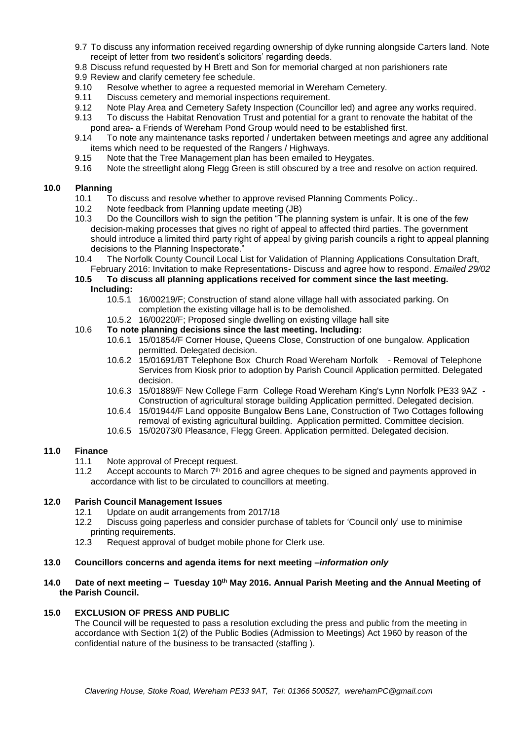9.7 To discuss any information received regarding ownership of dyke running alongside Carters land. Note receipt of letter from two resident's solicitors' regarding deeds.

9.8 Discuss refund requested by H Brett and Son for memorial charged at non parishioners rate

9.9 Review and clarify cemetery fee schedule.

9.10 Resolve whether to agree a requested memorial in Wereham Cemetery.

9.11 Discuss cemetery and memorial inspections requirement.

9.12 Note Play Area and Cemetery Safety Inspection (Councillor led) and agree any works required.

9.13 To discuss the Habitat Renovation Trust and potential for a grant to renovate the habitat of the pond area- a Friends of Wereham Pond Group would need to be established first.

9.14 To note any maintenance tasks reported / undertaken between meetings and agree any additional items which need to be requested of the Rangers / Highways.

9.15 Note that the Tree Management plan has been emailed to Heygates.

9.16 Note the streetlight along Flegg Green is still obscured by a tree and resolve on action required.

## 10.0 Planning

10.1 To discuss and resolve whether to approve revised Planning Comments Policy..

10.2 Note feedback from Planning update meeting (JB)

10.3 Do the Councillors wish to sign the petition "The planning system is unfair. It is one of the few decision-making processes that gives no right of appeal to affected third parties. The government should introduce a limited third party right of appeal by giving parish councils a right to appeal planning decisions to the Planning Inspectorate."

10.4 The Norfolk County Council Local List for Validation of Planning Applications Consultation Draft, February 2016: Invitation to make Representations- Discuss and agree how to respond. *Emailed 29/02*

**10.5 To discuss all planning applications received for comment since the last meeting. Including:**

- 10.5.1 16/00219/F; Construction of stand alone village hall with associated parking. On completion the existing village hall is to be demolished.
- 10.5.2 16/00220/F; Proposed single dwelling on existing village hall site

10.6 **To note planning decisions since the last meeting. Including:**

- 10.6.1 15/01854/F Corner House, Queens Close, Construction of one bungalow. Application permitted. Delegated decision.
- 10.6.2 15/01691/BT Telephone Box Church Road Wereham Norfolk - Removal of Telephone Services from Kiosk prior to adoption by Parish Council Application permitted. Delegated decision.
- 10.6.3 15/01889/F New College Farm College Road Wereham King's Lynn Norfolk PE33 9AZ - Construction of agricultural storage building Application permitted. Delegated decision.
- 10.6.4 15/01944/F Land opposite Bungalow Bens Lane, Construction of Two Cottages following removal of existing agricultural building. Application permitted. Committee decision.
- 10.6.5 15/02073/0 Pleasance, Flegg Green. Application permitted. Delegated decision.

## 11.0 Finance

11.1 Note approval of Precept request.

11.2 Accept accounts to March 7th 2016 and agree cheques to be signed and payments approved in accordance with list to be circulated to councillors at meeting.

## 12.0 Parish Council Management Issues

12.1 Update on audit arrangements from 2017/18

12.2 Discuss going paperless and consider purchase of tablets for 'Council only' use to minimise printing requirements.

12.3 Request approval of budget mobile phone for Clerk use.

## 13.0 Councillors concerns and agenda items for next meeting –*information only*

## 14.0 Date of next meeting – Tuesday 10th May 2016. Annual Parish Meeting and the Annual Meeting of the Parish Council.

## 15.0 EXCLUSION OF PRESS AND PUBLIC

The Council will be requested to pass a resolution excluding the press and public from the meeting in accordance with Section 1(2) of the Public Bodies (Admission to Meetings) Act 1960 by reason of the confidential nature of the business to be transacted (staffing ).

*Clavering House, Stoke Road, Wereham PE33 9AT, Tel: 01366 500527, werehamPC@gmail.com*